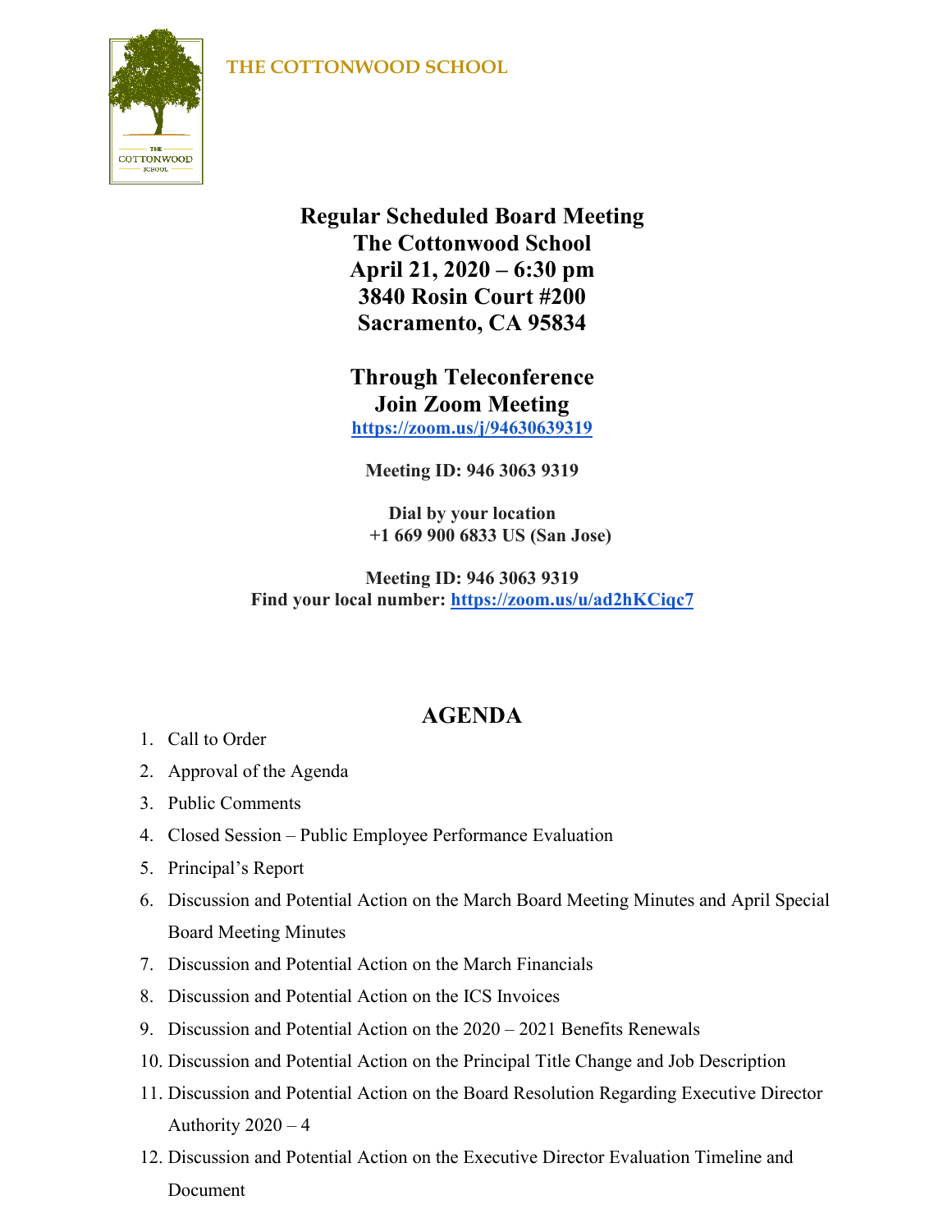THE COTTONWOOD SCHOOL

# Regular Scheduled Board Meeting
# The Cottonwood School
# April 21, 2020 – 6:30 pm
# 3840 Rosin Court #200
# Sacramento, CA 95834

## Through Teleconference
## Join Zoom Meeting

**https://zoom.us/j/94630639319**

**Meeting ID: 946 3063 9319**

**Dial by your location**
**+1 669 900 6833 US (San Jose)**

**Meeting ID: 946 3063 9319**
**Find your local number: https://zoom.us/u/ad2hKCiqc7**

## AGENDA

1. Call to Order
2. Approval of the Agenda
3. Public Comments
4. Closed Session – Public Employee Performance Evaluation
5. Principal's Report
6. Discussion and Potential Action on the March Board Meeting Minutes and April Special Board Meeting Minutes
7. Discussion and Potential Action on the March Financials
8. Discussion and Potential Action on the ICS Invoices
9. Discussion and Potential Action on the 2020 – 2021 Benefits Renewals
10. Discussion and Potential Action on the Principal Title Change and Job Description
11. Discussion and Potential Action on the Board Resolution Regarding Executive Director Authority 2020 – 4
12. Discussion and Potential Action on the Executive Director Evaluation Timeline and Document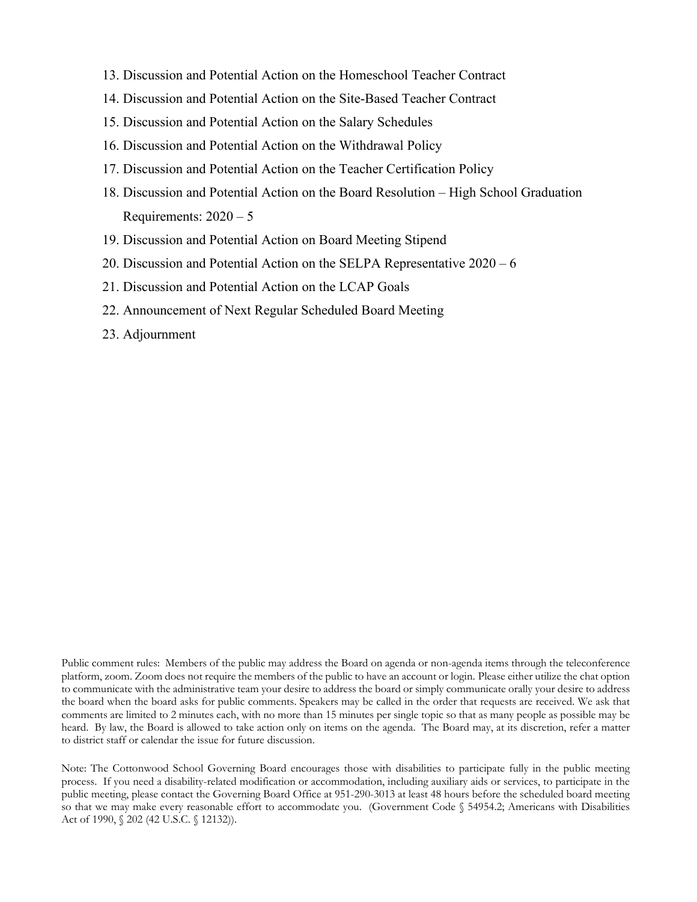13. Discussion and Potential Action on the Homeschool Teacher Contract
14. Discussion and Potential Action on the Site-Based Teacher Contract
15. Discussion and Potential Action on the Salary Schedules
16. Discussion and Potential Action on the Withdrawal Policy
17. Discussion and Potential Action on the Teacher Certification Policy
18. Discussion and Potential Action on the Board Resolution – High School Graduation Requirements: 2020 – 5
19. Discussion and Potential Action on Board Meeting Stipend
20. Discussion and Potential Action on the SELPA Representative 2020 – 6
21. Discussion and Potential Action on the LCAP Goals
22. Announcement of Next Regular Scheduled Board Meeting
23. Adjournment

Public comment rules: Members of the public may address the Board on agenda or non-agenda items through the teleconference platform, zoom. Zoom does not require the members of the public to have an account or login. Please either utilize the chat option to communicate with the administrative team your desire to address the board or simply communicate orally your desire to address the board when the board asks for public comments. Speakers may be called in the order that requests are received. We ask that comments are limited to 2 minutes each, with no more than 15 minutes per single topic so that as many people as possible may be heard. By law, the Board is allowed to take action only on items on the agenda. The Board may, at its discretion, refer a matter to district staff or calendar the issue for future discussion.

Note: The Cottonwood School Governing Board encourages those with disabilities to participate fully in the public meeting process. If you need a disability-related modification or accommodation, including auxiliary aids or services, to participate in the public meeting, please contact the Governing Board Office at 951-290-3013 at least 48 hours before the scheduled board meeting so that we may make every reasonable effort to accommodate you. (Government Code § 54954.2; Americans with Disabilities Act of 1990, § 202 (42 U.S.C. § 12132)).